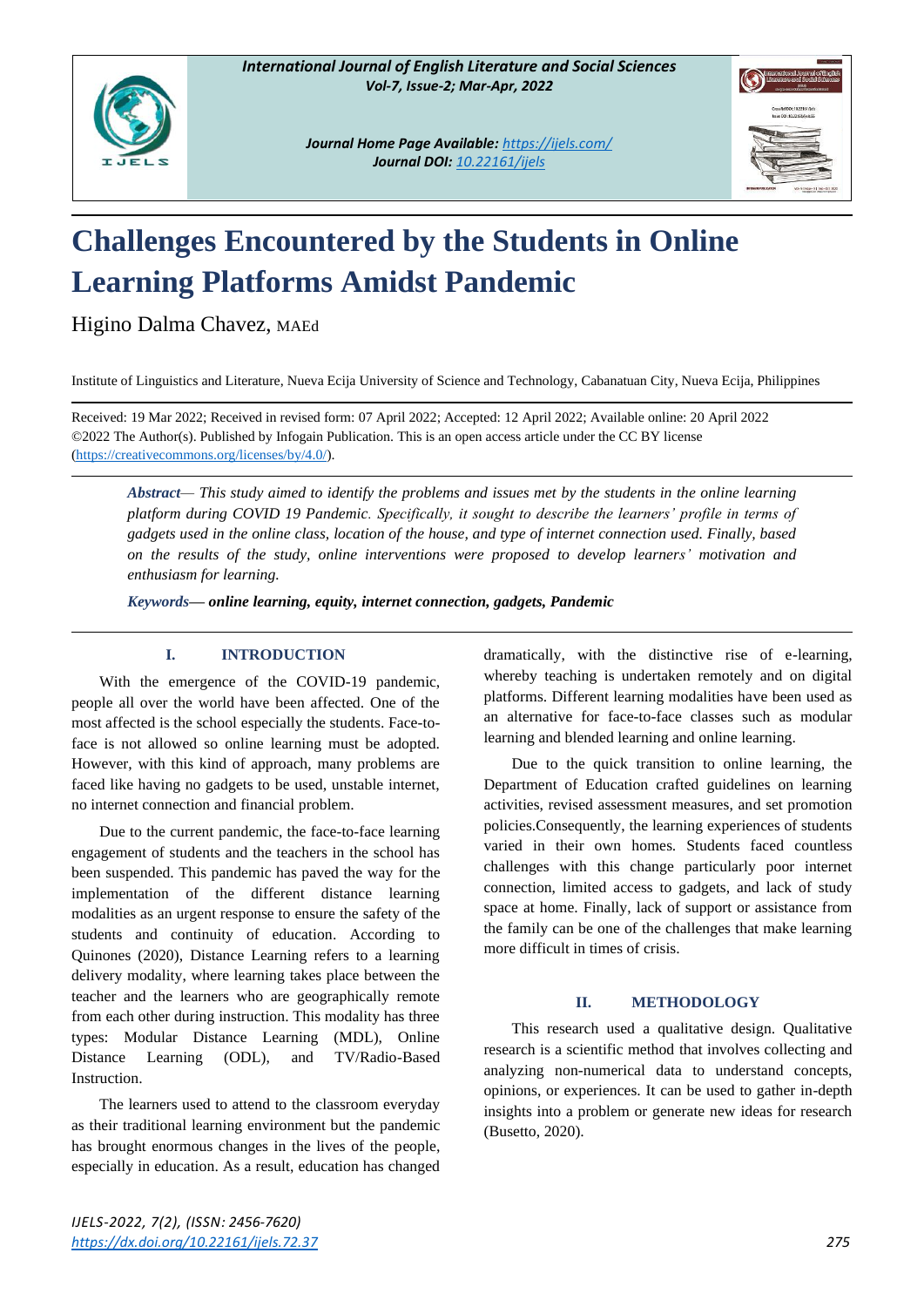# Challenges Encountered by the Students in Online Learning Platforms Amidst Pandemic

Higino Dalma Chavez, MAEd

Institute of Linguistics and Literature, Nueva Ecija University of Science and Technology, Cabanatuan City, Nueva Ecija, Philippines

Received: 19 Mar 2022; Received in revised form: 07 April 2022; Accepted: 12 April 2022; Available online: 20 April 2022
©2022 The Author(s). Published by Infogain Publication. This is an open access article under the CC BY license (https://creativecommons.org/licenses/by/4.0/).

***Abstract***— *This study aimed to identify the problems and issues met by the students in the online learning platform during COVID 19 Pandemic. Specifically, it sought to describe the learners' profile in terms of gadgets used in the online class, location of the house, and type of internet connection used. Finally, based on the results of the study, online interventions were proposed to develop learners' motivation and enthusiasm for learning.*

***Keywords— online learning, equity, internet connection, gadgets, Pandemic***

## I. INTRODUCTION

With the emergence of the COVID-19 pandemic, people all over the world have been affected. One of the most affected is the school especially the students. Face-to-face is not allowed so online learning must be adopted. However, with this kind of approach, many problems are faced like having no gadgets to be used, unstable internet, no internet connection and financial problem.

Due to the current pandemic, the face-to-face learning engagement of students and the teachers in the school has been suspended. This pandemic has paved the way for the implementation of the different distance learning modalities as an urgent response to ensure the safety of the students and continuity of education. According to Quinones (2020), Distance Learning refers to a learning delivery modality, where learning takes place between the teacher and the learners who are geographically remote from each other during instruction. This modality has three types: Modular Distance Learning (MDL), Online Distance Learning (ODL), and TV/Radio-Based Instruction.

The learners used to attend to the classroom everyday as their traditional learning environment but the pandemic has brought enormous changes in the lives of the people, especially in education. As a result, education has changed dramatically, with the distinctive rise of e-learning, whereby teaching is undertaken remotely and on digital platforms. Different learning modalities have been used as an alternative for face-to-face classes such as modular learning and blended learning and online learning.

Due to the quick transition to online learning, the Department of Education crafted guidelines on learning activities, revised assessment measures, and set promotion policies.Consequently, the learning experiences of students varied in their own homes. Students faced countless challenges with this change particularly poor internet connection, limited access to gadgets, and lack of study space at home. Finally, lack of support or assistance from the family can be one of the challenges that make learning more difficult in times of crisis.

## II. METHODOLOGY

This research used a qualitative design. Qualitative research is a scientific method that involves collecting and analyzing non-numerical data to understand concepts, opinions, or experiences. It can be used to gather in-depth insights into a problem or generate new ideas for research (Busetto, 2020).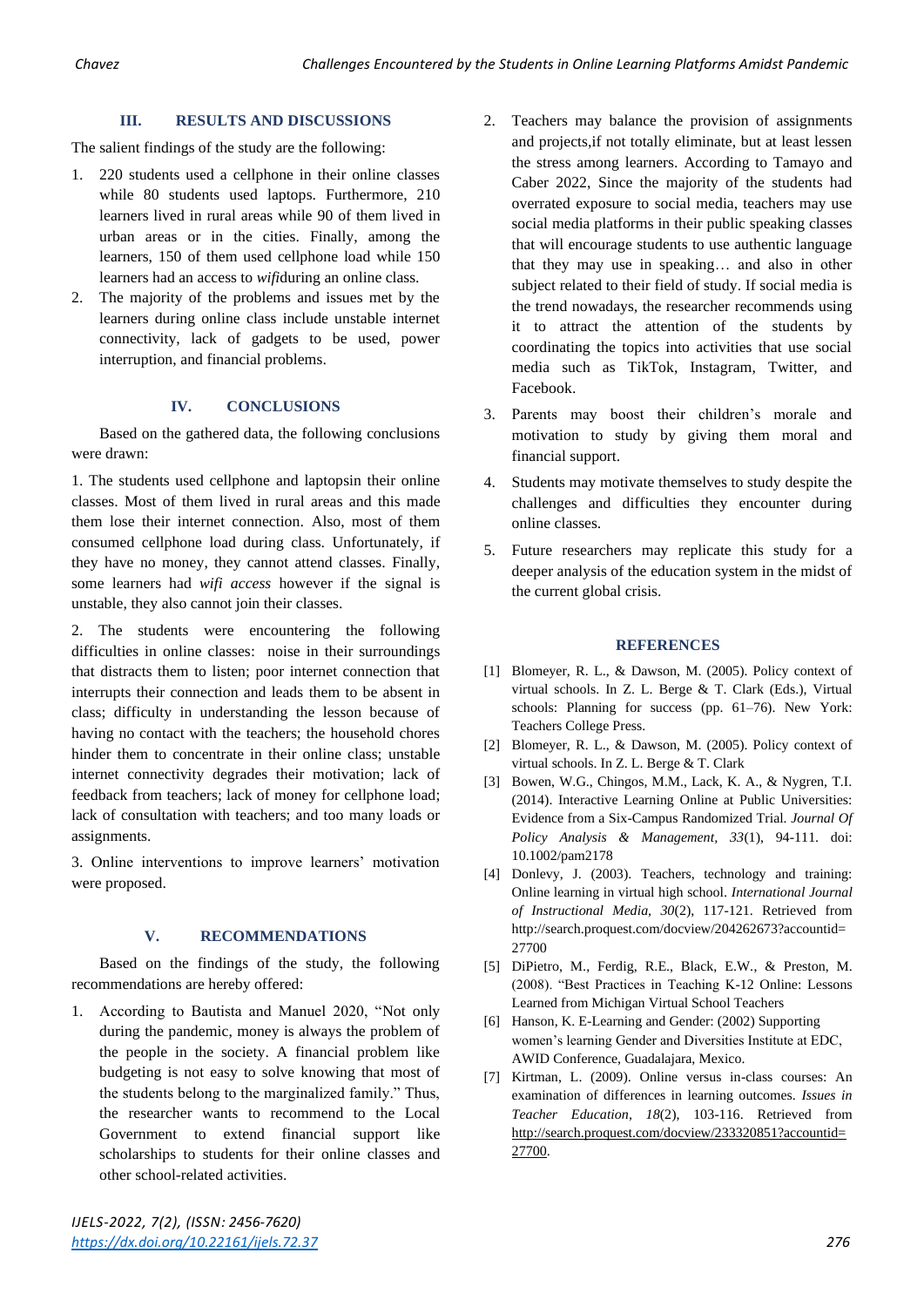## III. RESULTS AND DISCUSSIONS

The salient findings of the study are the following:

1. 220 students used a cellphone in their online classes while 80 students used laptops. Furthermore, 210 learners lived in rural areas while 90 of them lived in urban areas or in the cities. Finally, among the learners, 150 of them used cellphone load while 150 learners had an access to *wifi*during an online class.
2. The majority of the problems and issues met by the learners during online class include unstable internet connectivity, lack of gadgets to be used, power interruption, and financial problems.

## IV. CONCLUSIONS

Based on the gathered data, the following conclusions were drawn:

1. The students used cellphone and laptopsin their online classes. Most of them lived in rural areas and this made them lose their internet connection. Also, most of them consumed cellphone load during class. Unfortunately, if they have no money, they cannot attend classes. Finally, some learners had *wifi access* however if the signal is unstable, they also cannot join their classes.

2. The students were encountering the following difficulties in online classes: noise in their surroundings that distracts them to listen; poor internet connection that interrupts their connection and leads them to be absent in class; difficulty in understanding the lesson because of having no contact with the teachers; the household chores hinder them to concentrate in their online class; unstable internet connectivity degrades their motivation; lack of feedback from teachers; lack of money for cellphone load; lack of consultation with teachers; and too many loads or assignments.

3. Online interventions to improve learners' motivation were proposed.

## V. RECOMMENDATIONS

Based on the findings of the study, the following recommendations are hereby offered:

1. According to Bautista and Manuel 2020, "Not only during the pandemic, money is always the problem of the people in the society. A financial problem like budgeting is not easy to solve knowing that most of the students belong to the marginalized family." Thus, the researcher wants to recommend to the Local Government to extend financial support like scholarships to students for their online classes and other school-related activities.
2. Teachers may balance the provision of assignments and projects,if not totally eliminate, but at least lessen the stress among learners. According to Tamayo and Caber 2022, Since the majority of the students had overrated exposure to social media, teachers may use social media platforms in their public speaking classes that will encourage students to use authentic language that they may use in speaking… and also in other subject related to their field of study. If social media is the trend nowadays, the researcher recommends using it to attract the attention of the students by coordinating the topics into activities that use social media such as TikTok, Instagram, Twitter, and Facebook.
3. Parents may boost their children's morale and motivation to study by giving them moral and financial support.
4. Students may motivate themselves to study despite the challenges and difficulties they encounter during online classes.
5. Future researchers may replicate this study for a deeper analysis of the education system in the midst of the current global crisis.

## REFERENCES

[1] Blomeyer, R. L., & Dawson, M. (2005). Policy context of virtual schools. In Z. L. Berge & T. Clark (Eds.), Virtual schools: Planning for success (pp. 61–76). New York: Teachers College Press.

[2] Blomeyer, R. L., & Dawson, M. (2005). Policy context of virtual schools. In Z. L. Berge & T. Clark

[3] Bowen, W.G., Chingos, M.M., Lack, K. A., & Nygren, T.I. (2014). Interactive Learning Online at Public Universities: Evidence from a Six-Campus Randomized Trial. *Journal Of Policy Analysis & Management*, *33*(1), 94-111. doi: 10.1002/pam2178

[4] Donlevy, J. (2003). Teachers, technology and training: Online learning in virtual high school. *International Journal of Instructional Media*, *30*(2), 117-121. Retrieved from http://search.proquest.com/docview/204262673?accountid=27700

[5] DiPietro, M., Ferdig, R.E., Black, E.W., & Preston, M. (2008). "Best Practices in Teaching K-12 Online: Lessons Learned from Michigan Virtual School Teachers

[6] Hanson, K. E-Learning and Gender: (2002) Supporting women's learning Gender and Diversities Institute at EDC, AWID Conference, Guadalajara, Mexico.

[7] Kirtman, L. (2009). Online versus in-class courses: An examination of differences in learning outcomes. *Issues in Teacher Education*, *18*(2), 103-116. Retrieved from http://search.proquest.com/docview/233320851?accountid=27700.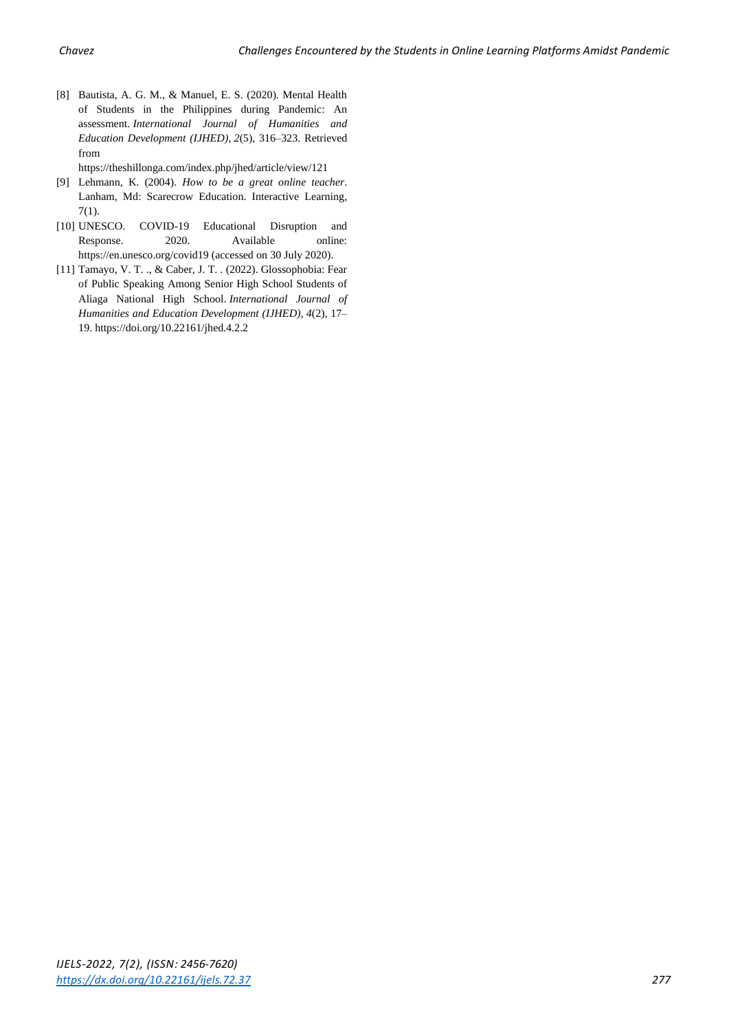[8] Bautista, A. G. M., & Manuel, E. S. (2020). Mental Health of Students in the Philippines during Pandemic: An assessment. *International Journal of Humanities and Education Development (IJHED)*, *2*(5), 316–323. Retrieved from https://theshillonga.com/index.php/jhed/article/view/121

[9] Lehmann, K. (2004). *How to be a great online teacher*. Lanham, Md: Scarecrow Education. Interactive Learning, 7(1).

[10] UNESCO. COVID-19 Educational Disruption and Response. 2020. Available online: https://en.unesco.org/covid19 (accessed on 30 July 2020).

[11] Tamayo, V. T. ., & Caber, J. T. . (2022). Glossophobia: Fear of Public Speaking Among Senior High School Students of Aliaga National High School. *International Journal of Humanities and Education Development (IJHED)*, *4*(2), 17–19. https://doi.org/10.22161/jhed.4.2.2